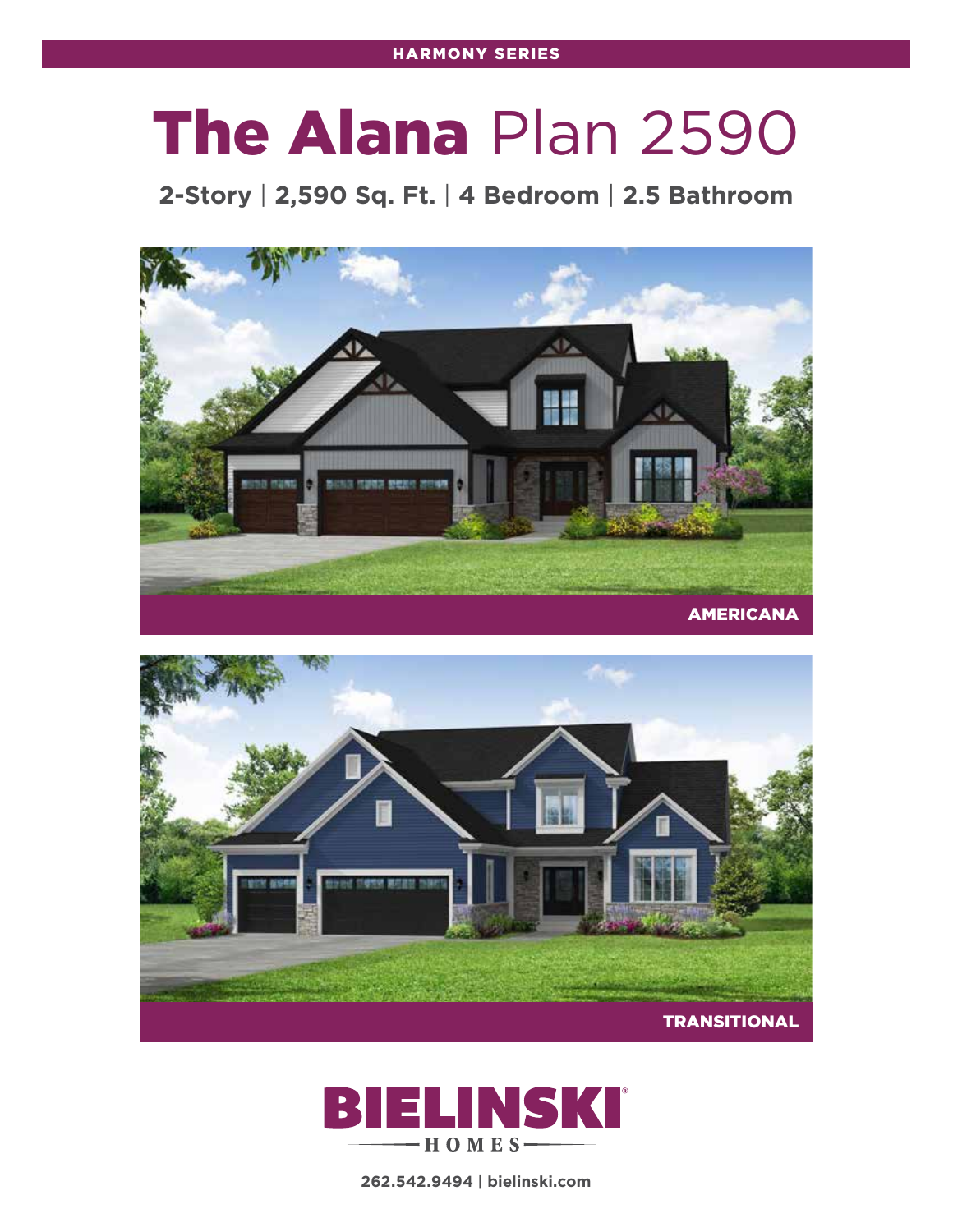HARMONY SERIES

# The Alana Plan 2590

**2-Story | 2,590 Sq. Ft. | 4 Bedroom | 2.5 Bathroom**

AMERICANA

TRANSITIONAL

BIELINSKI HOMES

262.542.9494 | bielinski.com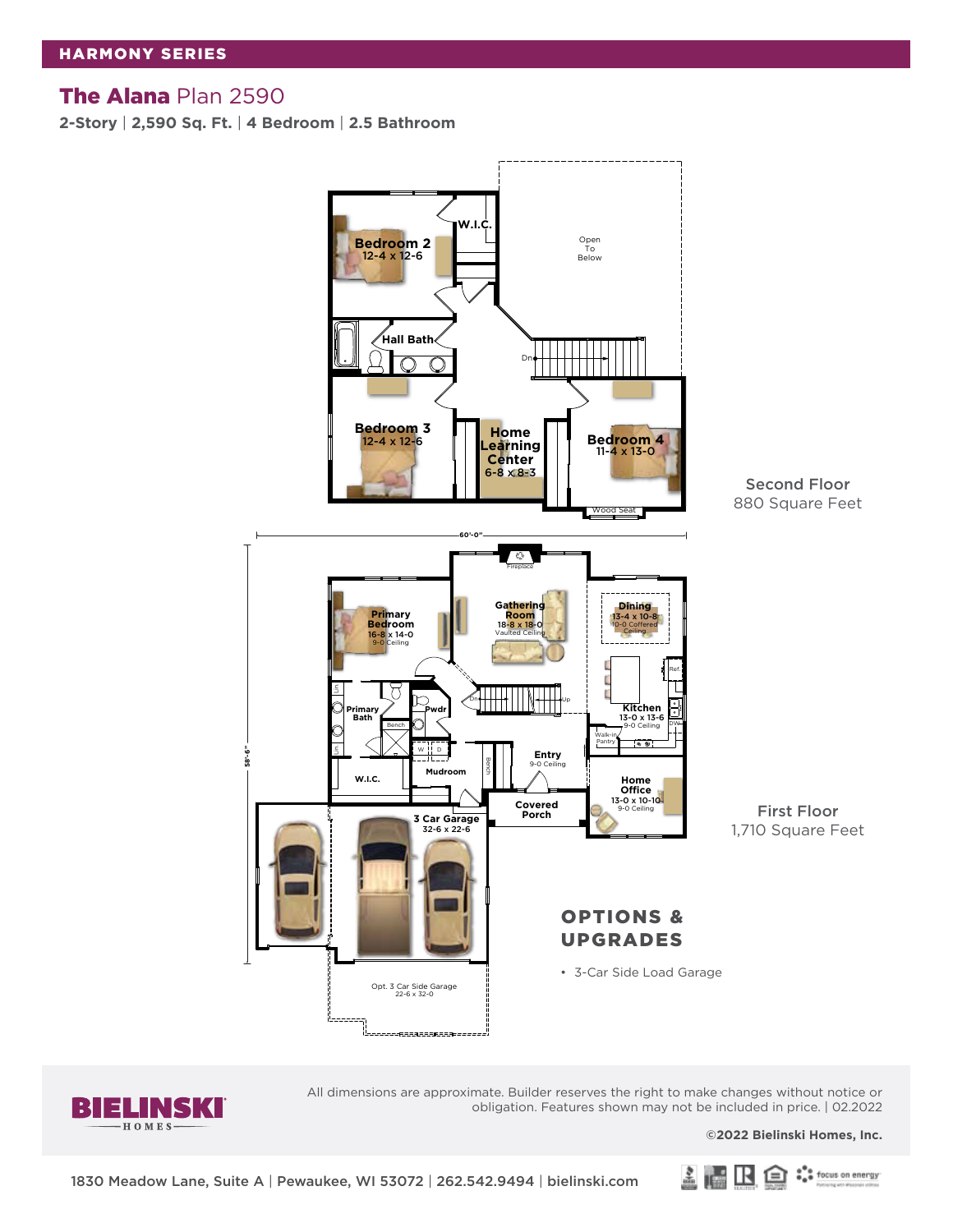HARMONY SERIES

# **The Alana** Plan 2590

**2-Story | 2,590 Sq. Ft. | 4 Bedroom | 2.5 Bathroom**

W.I.C.
Bedroom 2
12-4 x 12-6
Open To Below
Hall Bath
Dn
Bedroom 3
12-4 x 12-6
Home Learning Center
6-8 x 8-3
Bedroom 4
11-4 x 13-0
Wood Seat

Second Floor
880 Square Feet

60'-0"
58'-6"
Fireplace
Primary Bedroom
16-8 x 14-0
9-0 Ceiling
Gathering Room
18-8 x 18-0
Vaulted Ceiling
Dining
13-4 x 10-8
10-0 Coffered Ceiling
Ref.
Lin
Primary Bath
Bench
Pwdr
Dn
Up
Kitchen
13-0 x 13-6
9-0 Ceiling
DW
Walk-in Pantry
W
D
Bench
Entry
9-0 Ceiling
W.I.C.
Mudroom
Home Office
13-0 x 10-10
9-0 Ceiling
3 Car Garage
32-6 x 22-6
Covered Porch
Opt. 3 Car Side Garage
22-6 x 32-0

First Floor
1,710 Square Feet

## OPTIONS & UPGRADES

- 3-Car Side Load Garage

BIELINSKI HOMES

All dimensions are approximate. Builder reserves the right to make changes without notice or obligation. Features shown may not be included in price. | 02.2022

**©2022 Bielinski Homes, Inc.**

1830 Meadow Lane, Suite A | Pewaukee, WI 53072 | 262.542.9494 | bielinski.com

focus on energy